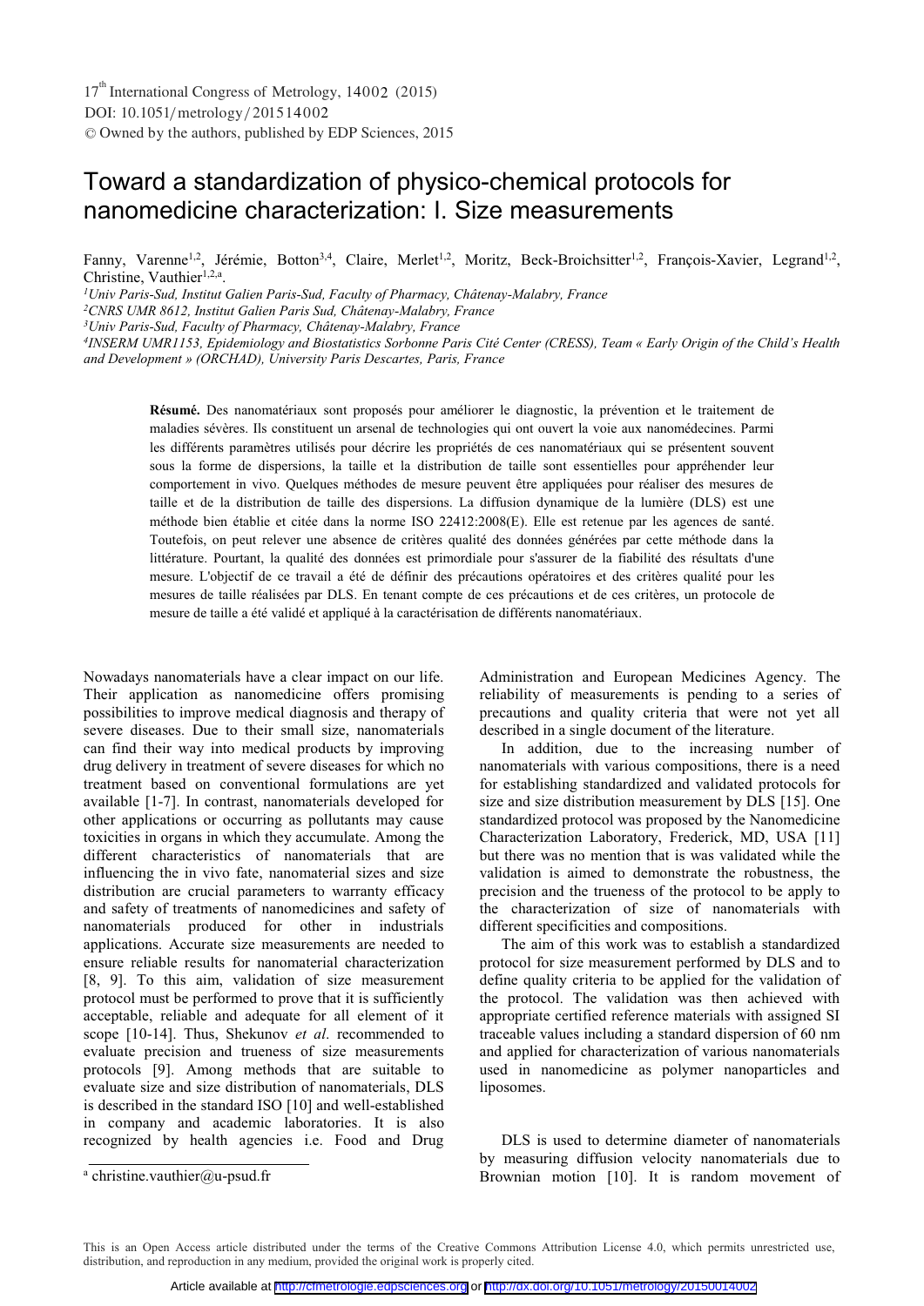17th International Congress of Metrology, 14002 (2015)
DOI: 10.1051/metrology/201514002
© Owned by the authors, published by EDP Sciences, 2015

# Toward a standardization of physico-chemical protocols for nanomedicine characterization: I. Size measurements

Fanny, Varenne[1,2], Jérémie, Botton[3,4], Claire, Merlet[1,2], Moritz, Beck-Broichsitter[1,2], François-Xavier, Legrand[1,2], Christine, Vauthier[1,2,a].

[1]*Univ Paris-Sud, Institut Galien Paris-Sud, Faculty of Pharmacy, Châtenay-Malabry, France*
[2]*CNRS UMR 8612, Institut Galien Paris Sud, Châtenay-Malabry, France*
[3]*Univ Paris-Sud, Faculty of Pharmacy, Châtenay-Malabry, France*
[4]*INSERM UMR1153, Epidemiology and Biostatistics Sorbonne Paris Cité Center (CRESS), Team « Early Origin of the Child's Health and Development » (ORCHAD), University Paris Descartes, Paris, France*

**Résumé.** Des nanomatériaux sont proposés pour améliorer le diagnostic, la prévention et le traitement de maladies sévères. Ils constituent un arsenal de technologies qui ont ouvert la voie aux nanomédecines. Parmi les différents paramètres utilisés pour décrire les propriétés de ces nanomatériaux qui se présentent souvent sous la forme de dispersions, la taille et la distribution de taille sont essentielles pour appréhender leur comportement in vivo. Quelques méthodes de mesure peuvent être appliquées pour réaliser des mesures de taille et de la distribution de taille des dispersions. La diffusion dynamique de la lumière (DLS) est une méthode bien établie et citée dans la norme ISO 22412:2008(E). Elle est retenue par les agences de santé. Toutefois, on peut relever une absence de critères qualité des données générées par cette méthode dans la littérature. Pourtant, la qualité des données est primordiale pour s'assurer de la fiabilité des résultats d'une mesure. L'objectif de ce travail a été de définir des précautions opératoires et des critères qualité pour les mesures de taille réalisées par DLS. En tenant compte de ces précautions et de ces critères, un protocole de mesure de taille a été validé et appliqué à la caractérisation de différents nanomatériaux.

Nowadays nanomaterials have a clear impact on our life. Their application as nanomedicine offers promising possibilities to improve medical diagnosis and therapy of severe diseases. Due to their small size, nanomaterials can find their way into medical products by improving drug delivery in treatment of severe diseases for which no treatment based on conventional formulations are yet available [1-7]. In contrast, nanomaterials developed for other applications or occurring as pollutants may cause toxicities in organs in which they accumulate. Among the different characteristics of nanomaterials that are influencing the in vivo fate, nanomaterial sizes and size distribution are crucial parameters to warranty efficacy and safety of treatments of nanomedicines and safety of nanomaterials produced for other in industrials applications. Accurate size measurements are needed to ensure reliable results for nanomaterial characterization [8, 9]. To this aim, validation of size measurement protocol must be performed to prove that it is sufficiently acceptable, reliable and adequate for all element of it scope [10-14]. Thus, Shekunov *et al*. recommended to evaluate precision and trueness of size measurements protocols [9]. Among methods that are suitable to evaluate size and size distribution of nanomaterials, DLS is described in the standard ISO [10] and well-established in company and academic laboratories. It is also recognized by health agencies i.e. Food and Drug Administration and European Medicines Agency. The reliability of measurements is pending to a series of precautions and quality criteria that were not yet all described in a single document of the literature.

In addition, due to the increasing number of nanomaterials with various compositions, there is a need for establishing standardized and validated protocols for size and size distribution measurement by DLS [15]. One standardized protocol was proposed by the Nanomedicine Characterization Laboratory, Frederick, MD, USA [11] but there was no mention that is was validated while the validation is aimed to demonstrate the robustness, the precision and the trueness of the protocol to be apply to the characterization of size of nanomaterials with different specificities and compositions.

The aim of this work was to establish a standardized protocol for size measurement performed by DLS and to define quality criteria to be applied for the validation of the protocol. The validation was then achieved with appropriate certified reference materials with assigned SI traceable values including a standard dispersion of 60 nm and applied for characterization of various nanomaterials used in nanomedicine as polymer nanoparticles and liposomes.

DLS is used to determine diameter of nanomaterials by measuring diffusion velocity nanomaterials due to Brownian motion [10]. It is random movement of

[a] christine.vauthier@u-psud.fr

This is an Open Access article distributed under the terms of the Creative Commons Attribution License 4.0, which permits unrestricted use, distribution, and reproduction in any medium, provided the original work is properly cited.

Article available at http://cfmetrologie.edpsciences.org or http://dx.doi.org/10.1051/metrology/20150014002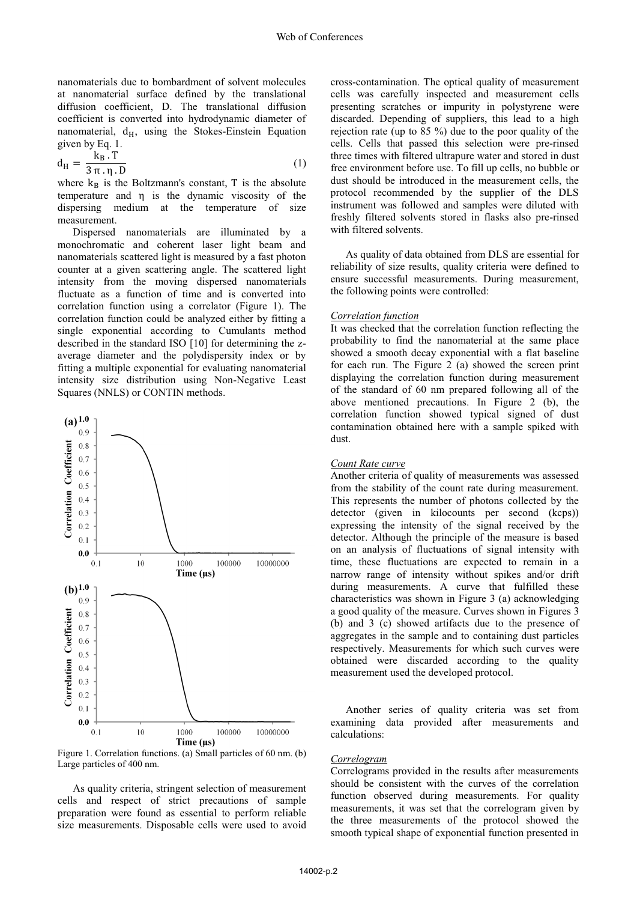nanomaterials due to bombardment of solvent molecules at nanomaterial surface defined by the translational diffusion coefficient, D. The translational diffusion coefficient is converted into hydrodynamic diameter of nanomaterial, $d_H$, using the Stokes-Einstein Equation given by Eq. 1.

$$d_H = \frac{k_B \cdot T}{3\,\pi \cdot \eta \cdot D} \tag{1}$$

where $k_B$ is the Boltzmann's constant, T is the absolute temperature and $\eta$ is the dynamic viscosity of the dispersing medium at the temperature of size measurement.

Dispersed nanomaterials are illuminated by a monochromatic and coherent laser light beam and nanomaterials scattered light is measured by a fast photon counter at a given scattering angle. The scattered light intensity from the moving dispersed nanomaterials fluctuate as a function of time and is converted into correlation function using a correlator (Figure 1). The correlation function could be analyzed either by fitting a single exponential according to Cumulants method described in the standard ISO [10] for determining the z-average diameter and the polydispersity index or by fitting a multiple exponential for evaluating nanomaterial intensity size distribution using Non-Negative Least Squares (NNLS) or CONTIN methods.

Figure 1. Correlation functions. (a) Small particles of 60 nm. (b) Large particles of 400 nm.

As quality criteria, stringent selection of measurement cells and respect of strict precautions of sample preparation were found as essential to perform reliable size measurements. Disposable cells were used to avoid cross-contamination. The optical quality of measurement cells was carefully inspected and measurement cells presenting scratches or impurity in polystyrene were discarded. Depending of suppliers, this lead to a high rejection rate (up to 85 %) due to the poor quality of the cells. Cells that passed this selection were pre-rinsed three times with filtered ultrapure water and stored in dust free environment before use. To fill up cells, no bubble or dust should be introduced in the measurement cells, the protocol recommended by the supplier of the DLS instrument was followed and samples were diluted with freshly filtered solvents stored in flasks also pre-rinsed with filtered solvents.

As quality of data obtained from DLS are essential for reliability of size results, quality criteria were defined to ensure successful measurements. During measurement, the following points were controlled:

*Correlation function*

It was checked that the correlation function reflecting the probability to find the nanomaterial at the same place showed a smooth decay exponential with a flat baseline for each run. The Figure 2 (a) showed the screen print displaying the correlation function during measurement of the standard of 60 nm prepared following all of the above mentioned precautions. In Figure 2 (b), the correlation function showed typical signed of dust contamination obtained here with a sample spiked with dust.

*Count Rate curve*

Another criteria of quality of measurements was assessed from the stability of the count rate during measurement. This represents the number of photons collected by the detector (given in kilocounts per second (kcps)) expressing the intensity of the signal received by the detector. Although the principle of the measure is based on an analysis of fluctuations of signal intensity with time, these fluctuations are expected to remain in a narrow range of intensity without spikes and/or drift during measurements. A curve that fulfilled these characteristics was shown in Figure 3 (a) acknowledging a good quality of the measure. Curves shown in Figures 3 (b) and 3 (c) showed artifacts due to the presence of aggregates in the sample and to containing dust particles respectively. Measurements for which such curves were obtained were discarded according to the quality measurement used the developed protocol.

Another series of quality criteria was set from examining data provided after measurements and calculations:

*Correlogram*

Correlograms provided in the results after measurements should be consistent with the curves of the correlation function observed during measurements. For quality measurements, it was set that the correlogram given by the three measurements of the protocol showed the smooth typical shape of exponential function presented in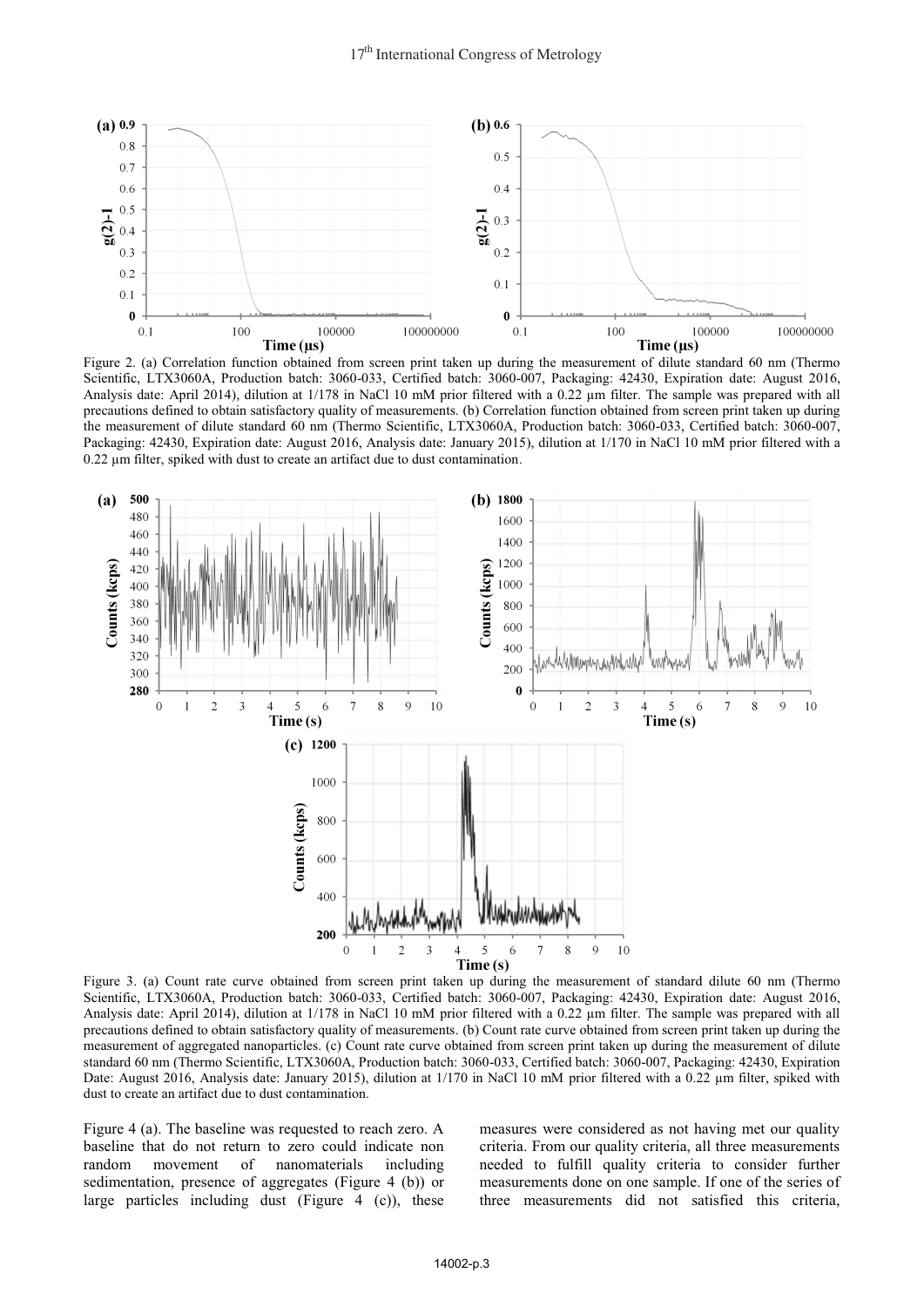Figure 2. (a) Correlation function obtained from screen print taken up during the measurement of dilute standard 60 nm (Thermo Scientific, LTX3060A, Production batch: 3060-033, Certified batch: 3060-007, Packaging: 42430, Expiration date: August 2016, Analysis date: April 2014), dilution at 1/178 in NaCl 10 mM prior filtered with a 0.22 µm filter. The sample was prepared with all precautions defined to obtain satisfactory quality of measurements. (b) Correlation function obtained from screen print taken up during the measurement of dilute standard 60 nm (Thermo Scientific, LTX3060A, Production batch: 3060-033, Certified batch: 3060-007, Packaging: 42430, Expiration date: August 2016, Analysis date: January 2015), dilution at 1/170 in NaCl 10 mM prior filtered with a 0.22 µm filter, spiked with dust to create an artifact due to dust contamination.

Figure 3. (a) Count rate curve obtained from screen print taken up during the measurement of standard dilute 60 nm (Thermo Scientific, LTX3060A, Production batch: 3060-033, Certified batch: 3060-007, Packaging: 42430, Expiration date: August 2016, Analysis date: April 2014), dilution at 1/178 in NaCl 10 mM prior filtered with a 0.22 µm filter. The sample was prepared with all precautions defined to obtain satisfactory quality of measurements. (b) Count rate curve obtained from screen print taken up during the measurement of aggregated nanoparticles. (c) Count rate curve obtained from screen print taken up during the measurement of dilute standard 60 nm (Thermo Scientific, LTX3060A, Production batch: 3060-033, Certified batch: 3060-007, Packaging: 42430, Expiration Date: August 2016, Analysis date: January 2015), dilution at 1/170 in NaCl 10 mM prior filtered with a 0.22 µm filter, spiked with dust to create an artifact due to dust contamination.

Figure 4 (a). The baseline was requested to reach zero. A baseline that do not return to zero could indicate non random movement of nanomaterials including sedimentation, presence of aggregates (Figure 4 (b)) or large particles including dust (Figure 4 (c)), these measures were considered as not having met our quality criteria. From our quality criteria, all three measurements needed to fulfill quality criteria to consider further measurements done on one sample. If one of the series of three measurements did not satisfied this criteria,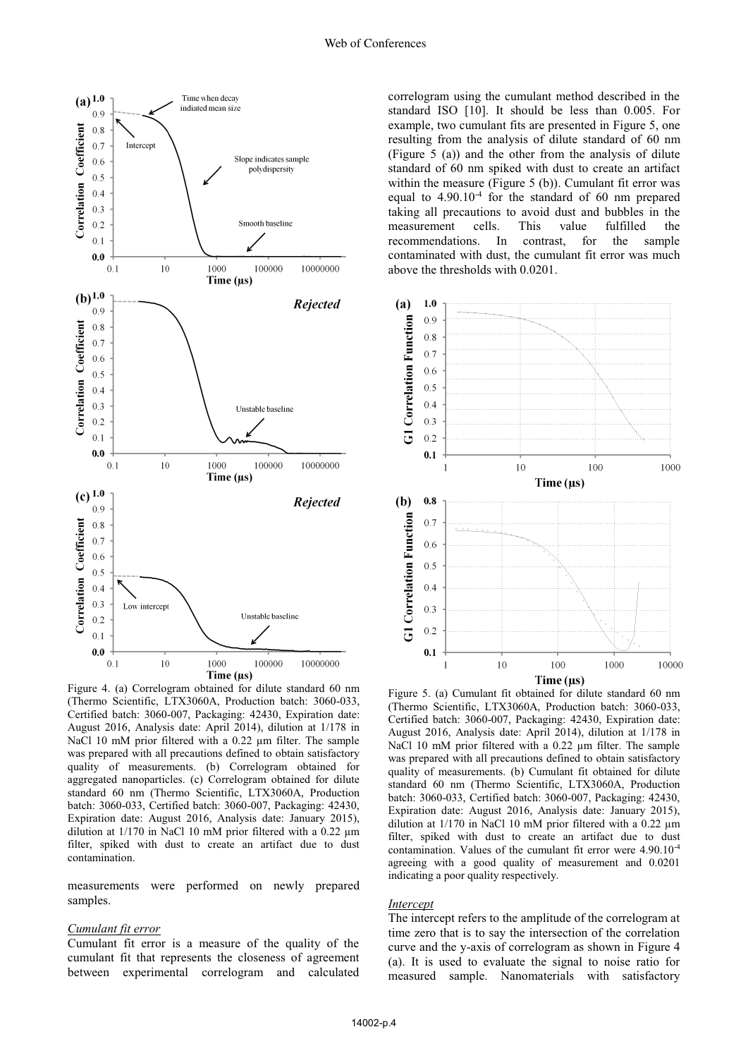Figure 4. (a) Correlogram obtained for dilute standard 60 nm (Thermo Scientific, LTX3060A, Production batch: 3060-033, Certified batch: 3060-007, Packaging: 42430, Expiration date: August 2016, Analysis date: April 2014), dilution at 1/178 in NaCl 10 mM prior filtered with a 0.22 µm filter. The sample was prepared with all precautions defined to obtain satisfactory quality of measurements. (b) Correlogram obtained for aggregated nanoparticles. (c) Correlogram obtained for dilute standard 60 nm (Thermo Scientific, LTX3060A, Production batch: 3060-033, Certified batch: 3060-007, Packaging: 42430, Expiration date: August 2016, Analysis date: January 2015), dilution at 1/170 in NaCl 10 mM prior filtered with a 0.22 µm filter, spiked with dust to create an artifact due to dust contamination.

measurements were performed on newly prepared samples.

*Cumulant fit error*

Cumulant fit error is a measure of the quality of the cumulant fit that represents the closeness of agreement between experimental correlogram and calculated correlogram using the cumulant method described in the standard ISO [10]. It should be less than 0.005. For example, two cumulant fits are presented in Figure 5, one resulting from the analysis of dilute standard of 60 nm (Figure 5 (a)) and the other from the analysis of dilute standard of 60 nm spiked with dust to create an artifact within the measure (Figure 5 (b)). Cumulant fit error was equal to $4.90.10^{-4}$ for the standard of 60 nm prepared taking all precautions to avoid dust and bubbles in the measurement cells. This value fulfilled the recommendations. In contrast, for the sample contaminated with dust, the cumulant fit error was much above the thresholds with 0.0201.

Figure 5. (a) Cumulant fit obtained for dilute standard 60 nm (Thermo Scientific, LTX3060A, Production batch: 3060-033, Certified batch: 3060-007, Packaging: 42430, Expiration date: August 2016, Analysis date: April 2014), dilution at 1/178 in NaCl 10 mM prior filtered with a 0.22 µm filter. The sample was prepared with all precautions defined to obtain satisfactory quality of measurements. (b) Cumulant fit obtained for dilute standard 60 nm (Thermo Scientific, LTX3060A, Production batch: 3060-033, Certified batch: 3060-007, Packaging: 42430, Expiration date: August 2016, Analysis date: January 2015), dilution at 1/170 in NaCl 10 mM prior filtered with a 0.22 µm filter, spiked with dust to create an artifact due to dust contamination. Values of the cumulant fit error were $4.90.10^{-4}$ agreeing with a good quality of measurement and 0.0201 indicating a poor quality respectively.

*Intercept*

The intercept refers to the amplitude of the correlogram at time zero that is to say the intersection of the correlation curve and the y-axis of correlogram as shown in Figure 4 (a). It is used to evaluate the signal to noise ratio for measured sample. Nanomaterials with satisfactory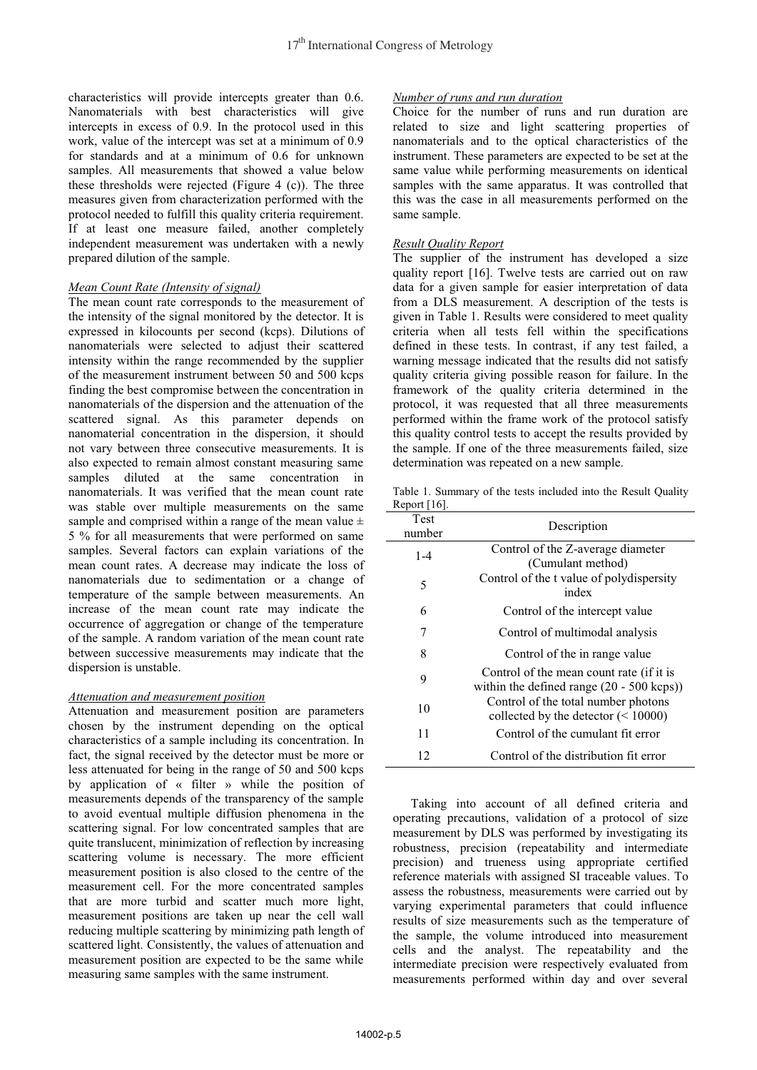characteristics will provide intercepts greater than 0.6. Nanomaterials with best characteristics will give intercepts in excess of 0.9. In the protocol used in this work, value of the intercept was set at a minimum of 0.9 for standards and at a minimum of 0.6 for unknown samples. All measurements that showed a value below these thresholds were rejected (Figure 4 (c)). The three measures given from characterization performed with the protocol needed to fulfill this quality criteria requirement. If at least one measure failed, another completely independent measurement was undertaken with a newly prepared dilution of the sample.

*Mean Count Rate (Intensity of signal)*

The mean count rate corresponds to the measurement of the intensity of the signal monitored by the detector. It is expressed in kilocounts per second (kcps). Dilutions of nanomaterials were selected to adjust their scattered intensity within the range recommended by the supplier of the measurement instrument between 50 and 500 kcps finding the best compromise between the concentration in nanomaterials of the dispersion and the attenuation of the scattered signal. As this parameter depends on nanomaterial concentration in the dispersion, it should not vary between three consecutive measurements. It is also expected to remain almost constant measuring same samples diluted at the same concentration in nanomaterials. It was verified that the mean count rate was stable over multiple measurements on the same sample and comprised within a range of the mean value ± 5 % for all measurements that were performed on same samples. Several factors can explain variations of the mean count rates. A decrease may indicate the loss of nanomaterials due to sedimentation or a change of temperature of the sample between measurements. An increase of the mean count rate may indicate the occurrence of aggregation or change of the temperature of the sample. A random variation of the mean count rate between successive measurements may indicate that the dispersion is unstable.

*Attenuation and measurement position*

Attenuation and measurement position are parameters chosen by the instrument depending on the optical characteristics of a sample including its concentration. In fact, the signal received by the detector must be more or less attenuated for being in the range of 50 and 500 kcps by application of « filter » while the position of measurements depends of the transparency of the sample to avoid eventual multiple diffusion phenomena in the scattering signal. For low concentrated samples that are quite translucent, minimization of reflection by increasing scattering volume is necessary. The more efficient measurement position is also closed to the centre of the measurement cell. For the more concentrated samples that are more turbid and scatter much more light, measurement positions are taken up near the cell wall reducing multiple scattering by minimizing path length of scattered light. Consistently, the values of attenuation and measurement position are expected to be the same while measuring same samples with the same instrument.

*Number of runs and run duration*

Choice for the number of runs and run duration are related to size and light scattering properties of nanomaterials and to the optical characteristics of the instrument. These parameters are expected to be set at the same value while performing measurements on identical samples with the same apparatus. It was controlled that this was the case in all measurements performed on the same sample.

*Result Quality Report*

The supplier of the instrument has developed a size quality report [16]. Twelve tests are carried out on raw data for a given sample for easier interpretation of data from a DLS measurement. A description of the tests is given in Table 1. Results were considered to meet quality criteria when all tests fell within the specifications defined in these tests. In contrast, if any test failed, a warning message indicated that the results did not satisfy quality criteria giving possible reason for failure. In the framework of the quality criteria determined in the protocol, it was requested that all three measurements performed within the frame work of the protocol satisfy this quality control tests to accept the results provided by the sample. If one of the three measurements failed, size determination was repeated on a new sample.

Table 1. Summary of the tests included into the Result Quality Report [16].

| Test number | Description |
|---|---|
| 1-4 | Control of the Z-average diameter (Cumulant method) |
| 5 | Control of the t value of polydispersity index |
| 6 | Control of the intercept value |
| 7 | Control of multimodal analysis |
| 8 | Control of the in range value |
| 9 | Control of the mean count rate (if it is within the defined range (20 - 500 kcps)) |
| 10 | Control of the total number photons collected by the detector (< 10000) |
| 11 | Control of the cumulant fit error |
| 12 | Control of the distribution fit error |

Taking into account of all defined criteria and operating precautions, validation of a protocol of size measurement by DLS was performed by investigating its robustness, precision (repeatability and intermediate precision) and trueness using appropriate certified reference materials with assigned SI traceable values. To assess the robustness, measurements were carried out by varying experimental parameters that could influence results of size measurements such as the temperature of the sample, the volume introduced into measurement cells and the analyst. The repeatability and the intermediate precision were respectively evaluated from measurements performed within day and over several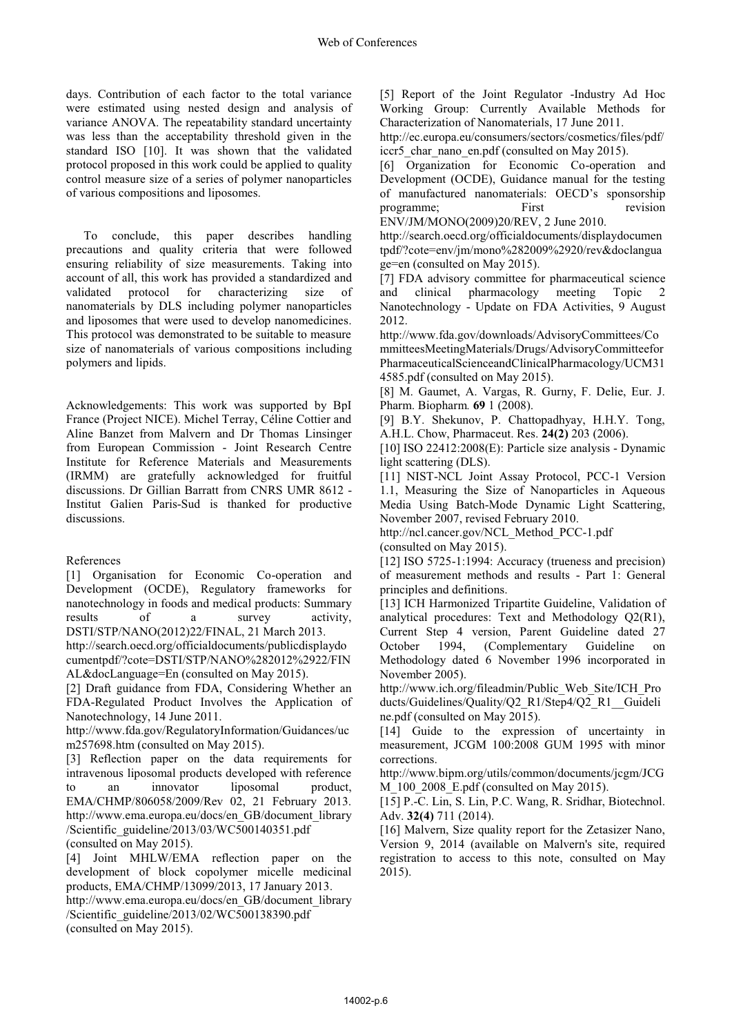days. Contribution of each factor to the total variance were estimated using nested design and analysis of variance ANOVA. The repeatability standard uncertainty was less than the acceptability threshold given in the standard ISO [10]. It was shown that the validated protocol proposed in this work could be applied to quality control measure size of a series of polymer nanoparticles of various compositions and liposomes.

To conclude, this paper describes handling precautions and quality criteria that were followed ensuring reliability of size measurements. Taking into account of all, this work has provided a standardized and validated protocol for characterizing size of nanomaterials by DLS including polymer nanoparticles and liposomes that were used to develop nanomedicines. This protocol was demonstrated to be suitable to measure size of nanomaterials of various compositions including polymers and lipids.

Acknowledgements: This work was supported by BpI France (Project NICE). Michel Terray, Céline Cottier and Aline Banzet from Malvern and Dr Thomas Linsinger from European Commission - Joint Research Centre Institute for Reference Materials and Measurements (IRMM) are gratefully acknowledged for fruitful discussions. Dr Gillian Barratt from CNRS UMR 8612 - Institut Galien Paris-Sud is thanked for productive discussions.

References

[1] Organisation for Economic Co-operation and Development (OCDE), Regulatory frameworks for nanotechnology in foods and medical products: Summary results of a survey activity, DSTI/STP/NANO(2012)22/FINAL, 21 March 2013. http://search.oecd.org/officialdocuments/publicdisplaydocumentpdf/?cote=DSTI/STP/NANO%282012%2922/FINAL&docLanguage=En (consulted on May 2015).

[2] Draft guidance from FDA, Considering Whether an FDA-Regulated Product Involves the Application of Nanotechnology, 14 June 2011. http://www.fda.gov/RegulatoryInformation/Guidances/ucm257698.htm (consulted on May 2015).

[3] Reflection paper on the data requirements for intravenous liposomal products developed with reference to an innovator liposomal product, EMA/CHMP/806058/2009/Rev 02, 21 February 2013. http://www.ema.europa.eu/docs/en_GB/document_library/Scientific_guideline/2013/03/WC500140351.pdf (consulted on May 2015).

[4] Joint MHLW/EMA reflection paper on the development of block copolymer micelle medicinal products, EMA/CHMP/13099/2013, 17 January 2013. http://www.ema.europa.eu/docs/en_GB/document_library/Scientific_guideline/2013/02/WC500138390.pdf (consulted on May 2015).

[5] Report of the Joint Regulator -Industry Ad Hoc Working Group: Currently Available Methods for Characterization of Nanomaterials, 17 June 2011. http://ec.europa.eu/consumers/sectors/cosmetics/files/pdf/iccr5_char_nano_en.pdf (consulted on May 2015).

[6] Organization for Economic Co-operation and Development (OCDE), Guidance manual for the testing of manufactured nanomaterials: OECD's sponsorship programme; First revision ENV/JM/MONO(2009)20/REV, 2 June 2010. http://search.oecd.org/officialdocuments/displaydocumentpdf/?cote=env/jm/mono%282009%2920/rev&doclanguage=en (consulted on May 2015).

[7] FDA advisory committee for pharmaceutical science and clinical pharmacology meeting Topic 2 Nanotechnology - Update on FDA Activities, 9 August 2012. http://www.fda.gov/downloads/AdvisoryCommittees/CommitteesMeetingMaterials/Drugs/AdvisoryCommitteeforPharmaceuticalScienceandClinicalPharmacology/UCM314585.pdf (consulted on May 2015).

[8] M. Gaumet, A. Vargas, R. Gurny, F. Delie, Eur. J. Pharm. Biopharm. **69** 1 (2008).

[9] B.Y. Shekunov, P. Chattopadhyay, H.H.Y. Tong, A.H.L. Chow, Pharmaceut. Res. **24(2)** 203 (2006).

[10] ISO 22412:2008(E): Particle size analysis - Dynamic light scattering (DLS).

[11] NIST-NCL Joint Assay Protocol, PCC-1 Version 1.1, Measuring the Size of Nanoparticles in Aqueous Media Using Batch-Mode Dynamic Light Scattering, November 2007, revised February 2010. http://ncl.cancer.gov/NCL_Method_PCC-1.pdf (consulted on May 2015).

[12] ISO 5725-1:1994: Accuracy (trueness and precision) of measurement methods and results - Part 1: General principles and definitions.

[13] ICH Harmonized Tripartite Guideline, Validation of analytical procedures: Text and Methodology Q2(R1), Current Step 4 version, Parent Guideline dated 27 October 1994, (Complementary Guideline on Methodology dated 6 November 1996 incorporated in November 2005). http://www.ich.org/fileadmin/Public_Web_Site/ICH_Products/Guidelines/Quality/Q2_R1/Step4/Q2_R1__Guideline.pdf (consulted on May 2015).

[14] Guide to the expression of uncertainty in measurement, JCGM 100:2008 GUM 1995 with minor corrections. http://www.bipm.org/utils/common/documents/jcgm/JCGM_100_2008_E.pdf (consulted on May 2015).

[15] P.-C. Lin, S. Lin, P.C. Wang, R. Sridhar, Biotechnol. Adv. **32(4)** 711 (2014).

[16] Malvern, Size quality report for the Zetasizer Nano, Version 9, 2014 (available on Malvern's site, required registration to access to this note, consulted on May 2015).